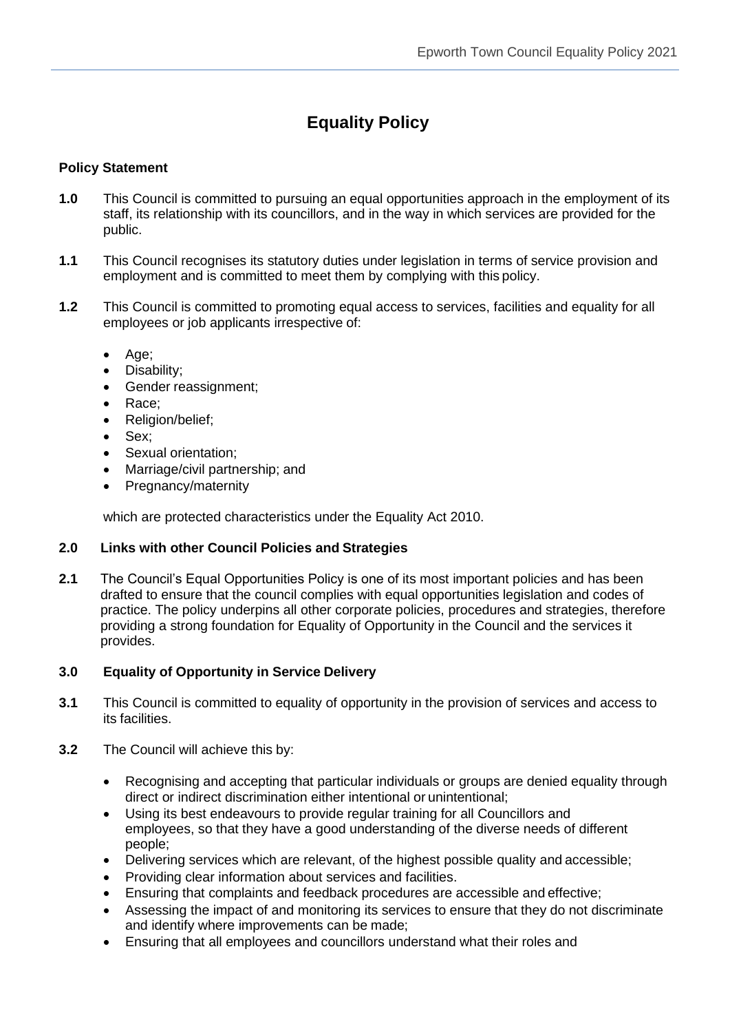# Equality Policy

**Policy Statement**

**1.0** This Council is committed to pursuing an equal opportunities approach in the employment of its staff, its relationship with its councillors, and in the way in which services are provided for the public.

**1.1** This Council recognises its statutory duties under legislation in terms of service provision and employment and is committed to meet them by complying with this policy.

**1.2** This Council is committed to promoting equal access to services, facilities and equality for all employees or job applicants irrespective of:

- Age;
- Disability;
- Gender reassignment;
- Race;
- Religion/belief;
- Sex;
- Sexual orientation;
- Marriage/civil partnership; and
- Pregnancy/maternity

which are protected characteristics under the Equality Act 2010.

### 2.0 Links with other Council Policies and Strategies

**2.1** The Council's Equal Opportunities Policy is one of its most important policies and has been drafted to ensure that the council complies with equal opportunities legislation and codes of practice. The policy underpins all other corporate policies, procedures and strategies, therefore providing a strong foundation for Equality of Opportunity in the Council and the services it provides.

### 3.0 Equality of Opportunity in Service Delivery

**3.1** This Council is committed to equality of opportunity in the provision of services and access to its facilities.

**3.2** The Council will achieve this by:

- Recognising and accepting that particular individuals or groups are denied equality through direct or indirect discrimination either intentional or unintentional;
- Using its best endeavours to provide regular training for all Councillors and employees, so that they have a good understanding of the diverse needs of different people;
- Delivering services which are relevant, of the highest possible quality and accessible;
- Providing clear information about services and facilities.
- Ensuring that complaints and feedback procedures are accessible and effective;
- Assessing the impact of and monitoring its services to ensure that they do not discriminate and identify where improvements can be made;
- Ensuring that all employees and councillors understand what their roles and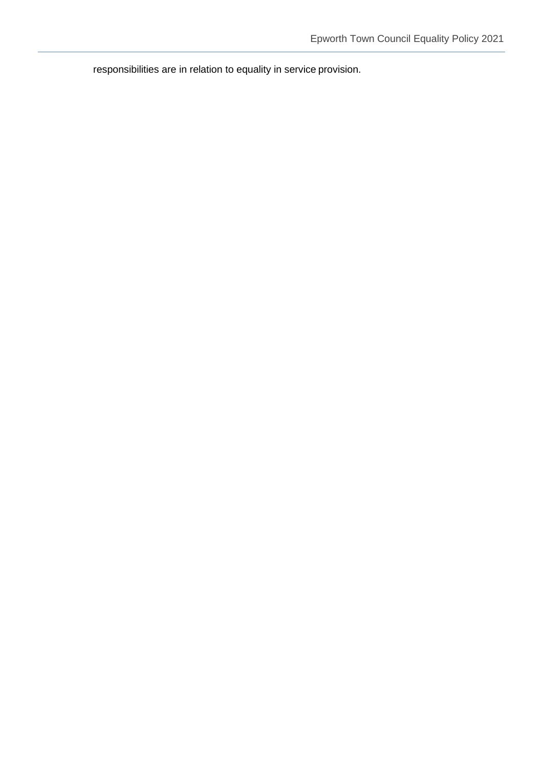responsibilities are in relation to equality in service provision.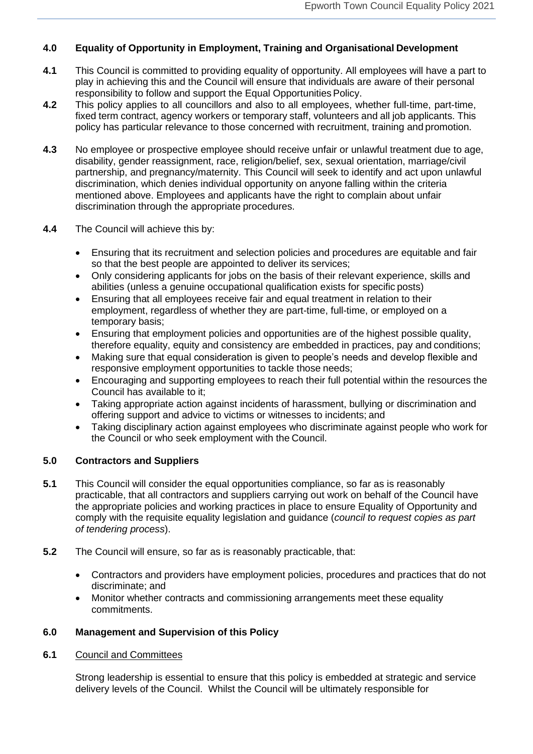## 4.0 Equality of Opportunity in Employment, Training and Organisational Development

**4.1** This Council is committed to providing equality of opportunity. All employees will have a part to play in achieving this and the Council will ensure that individuals are aware of their personal responsibility to follow and support the Equal Opportunities Policy.

**4.2** This policy applies to all councillors and also to all employees, whether full-time, part-time, fixed term contract, agency workers or temporary staff, volunteers and all job applicants. This policy has particular relevance to those concerned with recruitment, training and promotion.

**4.3** No employee or prospective employee should receive unfair or unlawful treatment due to age, disability, gender reassignment, race, religion/belief, sex, sexual orientation, marriage/civil partnership, and pregnancy/maternity. This Council will seek to identify and act upon unlawful discrimination, which denies individual opportunity on anyone falling within the criteria mentioned above. Employees and applicants have the right to complain about unfair discrimination through the appropriate procedures.

**4.4** The Council will achieve this by:

- Ensuring that its recruitment and selection policies and procedures are equitable and fair so that the best people are appointed to deliver its services;
- Only considering applicants for jobs on the basis of their relevant experience, skills and abilities (unless a genuine occupational qualification exists for specific posts)
- Ensuring that all employees receive fair and equal treatment in relation to their employment, regardless of whether they are part-time, full-time, or employed on a temporary basis;
- Ensuring that employment policies and opportunities are of the highest possible quality, therefore equality, equity and consistency are embedded in practices, pay and conditions;
- Making sure that equal consideration is given to people's needs and develop flexible and responsive employment opportunities to tackle those needs;
- Encouraging and supporting employees to reach their full potential within the resources the Council has available to it;
- Taking appropriate action against incidents of harassment, bullying or discrimination and offering support and advice to victims or witnesses to incidents; and
- Taking disciplinary action against employees who discriminate against people who work for the Council or who seek employment with the Council.

## 5.0 Contractors and Suppliers

**5.1** This Council will consider the equal opportunities compliance, so far as is reasonably practicable, that all contractors and suppliers carrying out work on behalf of the Council have the appropriate policies and working practices in place to ensure Equality of Opportunity and comply with the requisite equality legislation and guidance (*council to request copies as part of tendering process*).

**5.2** The Council will ensure, so far as is reasonably practicable, that:

- Contractors and providers have employment policies, procedures and practices that do not discriminate; and
- Monitor whether contracts and commissioning arrangements meet these equality commitments.

## 6.0 Management and Supervision of this Policy

**6.1** Council and Committees

Strong leadership is essential to ensure that this policy is embedded at strategic and service delivery levels of the Council. Whilst the Council will be ultimately responsible for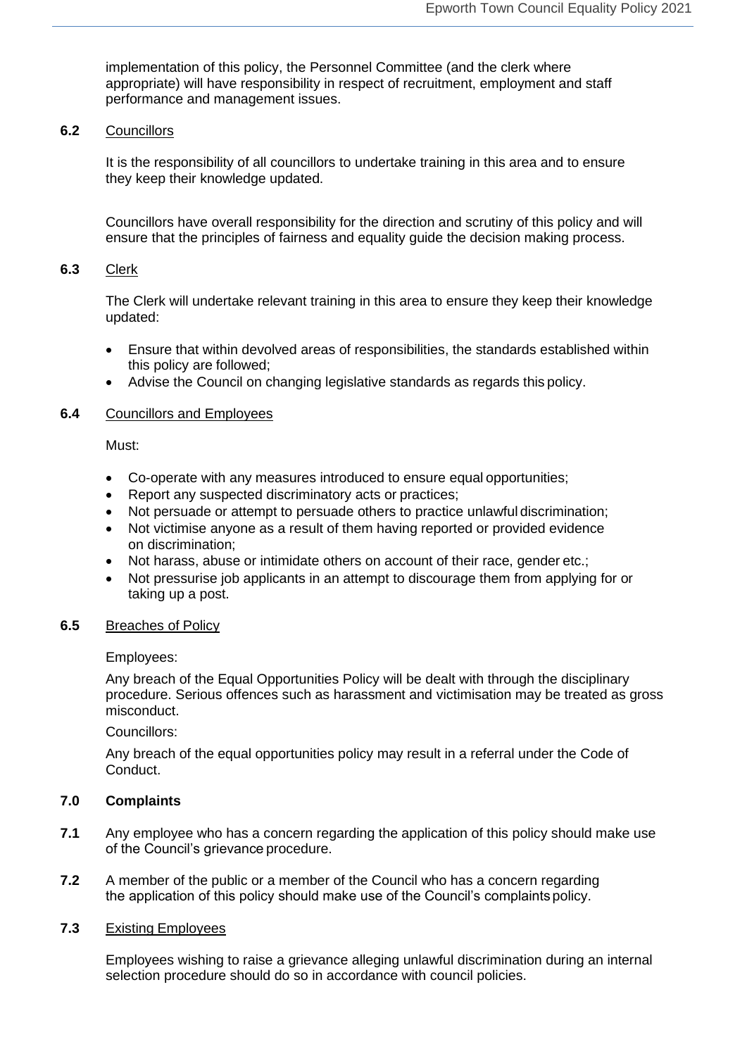implementation of this policy, the Personnel Committee (and the clerk where appropriate) will have responsibility in respect of recruitment, employment and staff performance and management issues.

**6.2** Councillors

It is the responsibility of all councillors to undertake training in this area and to ensure they keep their knowledge updated.

Councillors have overall responsibility for the direction and scrutiny of this policy and will ensure that the principles of fairness and equality guide the decision making process.

**6.3** Clerk

The Clerk will undertake relevant training in this area to ensure they keep their knowledge updated:

- Ensure that within devolved areas of responsibilities, the standards established within this policy are followed;
- Advise the Council on changing legislative standards as regards this policy.

**6.4** Councillors and Employees

Must:

- Co-operate with any measures introduced to ensure equal opportunities;
- Report any suspected discriminatory acts or practices;
- Not persuade or attempt to persuade others to practice unlawful discrimination;
- Not victimise anyone as a result of them having reported or provided evidence on discrimination;
- Not harass, abuse or intimidate others on account of their race, gender etc.;
- Not pressurise job applicants in an attempt to discourage them from applying for or taking up a post.

**6.5** Breaches of Policy

Employees:

Any breach of the Equal Opportunities Policy will be dealt with through the disciplinary procedure. Serious offences such as harassment and victimisation may be treated as gross misconduct.

Councillors:

Any breach of the equal opportunities policy may result in a referral under the Code of Conduct.

## 7.0 Complaints

**7.1** Any employee who has a concern regarding the application of this policy should make use of the Council's grievance procedure.

**7.2** A member of the public or a member of the Council who has a concern regarding the application of this policy should make use of the Council's complaints policy.

**7.3** Existing Employees

Employees wishing to raise a grievance alleging unlawful discrimination during an internal selection procedure should do so in accordance with council policies.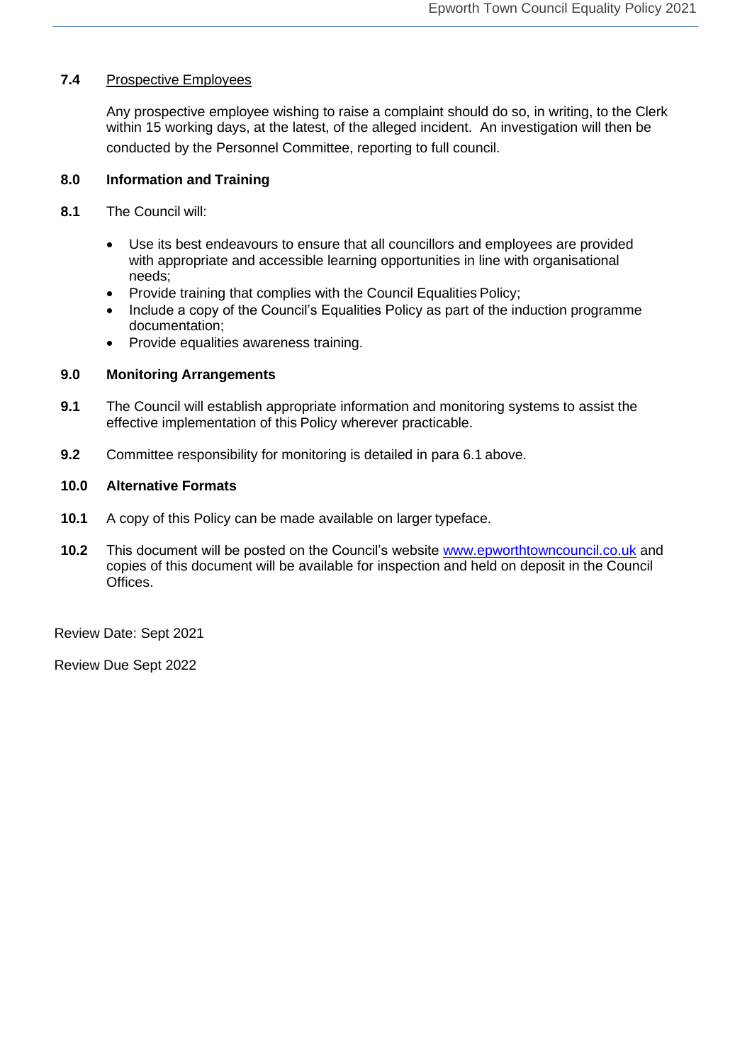**7.4** Prospective Employees

Any prospective employee wishing to raise a complaint should do so, in writing, to the Clerk within 15 working days, at the latest, of the alleged incident. An investigation will then be conducted by the Personnel Committee, reporting to full council.

## 8.0 Information and Training

**8.1** The Council will:

- Use its best endeavours to ensure that all councillors and employees are provided with appropriate and accessible learning opportunities in line with organisational needs;
- Provide training that complies with the Council Equalities Policy;
- Include a copy of the Council's Equalities Policy as part of the induction programme documentation;
- Provide equalities awareness training.

## 9.0 Monitoring Arrangements

**9.1** The Council will establish appropriate information and monitoring systems to assist the effective implementation of this Policy wherever practicable.

**9.2** Committee responsibility for monitoring is detailed in para 6.1 above.

## 10.0 Alternative Formats

**10.1** A copy of this Policy can be made available on larger typeface.

**10.2** This document will be posted on the Council's website www.epworthtowncouncil.co.uk and copies of this document will be available for inspection and held on deposit in the Council Offices.

Review Date: Sept 2021

Review Due Sept 2022